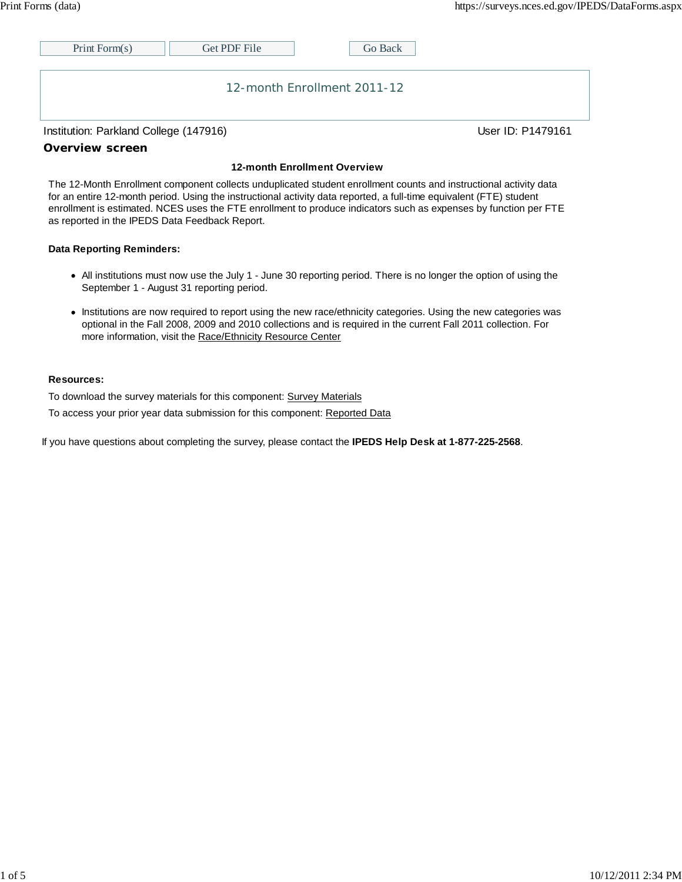Print Form(s) | Get PDF File | Go Back

# 12-month Enrollment 2011-12

Institution: Parkland College (147916) User ID: P1479161

## Overview screen

### 12-month Enrollment Overview

The 12-Month Enrollment component collects unduplicated student enrollment counts and instructional activity data for an entire 12-month period. Using the instructional activity data reported, a full-time equivalent (FTE) student enrollment is estimated. NCES uses the FTE enrollment to produce indicators such as expenses by function per FTE as reported in the IPEDS Data Feedback Report.

**Data Reporting Reminders:**

- All institutions must now use the July 1 - June 30 reporting period. There is no longer the option of using the September 1 - August 31 reporting period.
- Institutions are now required to report using the new race/ethnicity categories. Using the new categories was optional in the Fall 2008, 2009 and 2010 collections and is required in the current Fall 2011 collection. For more information, visit the Race/Ethnicity Resource Center

**Resources:**

To download the survey materials for this component: Survey Materials

To access your prior year data submission for this component: Reported Data

If you have questions about completing the survey, please contact the **IPEDS Help Desk at 1-877-225-2568**.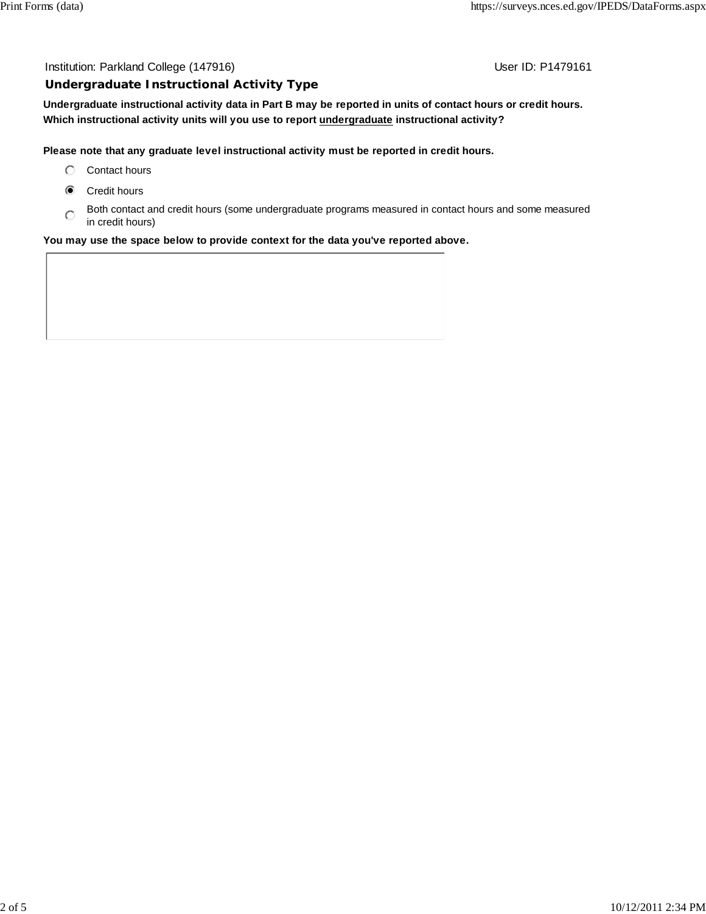Institution: Parkland College (147916) User ID: P1479161

## Undergraduate Instructional Activity Type

**Undergraduate instructional activity data in Part B may be reported in units of contact hours or credit hours. Which instructional activity units will you use to report undergraduate instructional activity?**

**Please note that any graduate level instructional activity must be reported in credit hours.**

- ○ Contact hours
- ◉ Credit hours
- ○ Both contact and credit hours (some undergraduate programs measured in contact hours and some measured in credit hours)

**You may use the space below to provide context for the data you've reported above.**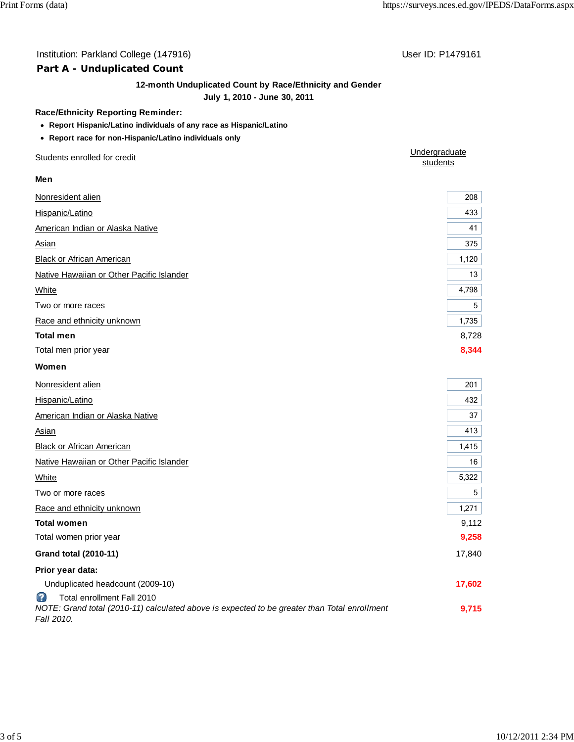Institution: Parkland College (147916)

User ID: P1479161

## Part A - Unduplicated Count

**12-month Unduplicated Count by Race/Ethnicity and Gender**
**July 1, 2010 - June 30, 2011**

**Race/Ethnicity Reporting Reminder:**

- **Report Hispanic/Latino individuals of any race as Hispanic/Latino**
- **Report race for non-Hispanic/Latino individuals only**

| Students enrolled for credit | Undergraduate students |
|---|---|
| **Men** | |
| Nonresident alien | 208 |
| Hispanic/Latino | 433 |
| American Indian or Alaska Native | 41 |
| Asian | 375 |
| Black or African American | 1,120 |
| Native Hawaiian or Other Pacific Islander | 13 |
| White | 4,798 |
| Two or more races | 5 |
| Race and ethnicity unknown | 1,735 |
| **Total men** | 8,728 |
| Total men prior year | **8,344** |
| **Women** | |
| Nonresident alien | 201 |
| Hispanic/Latino | 432 |
| American Indian or Alaska Native | 37 |
| Asian | 413 |
| Black or African American | 1,415 |
| Native Hawaiian or Other Pacific Islander | 16 |
| White | 5,322 |
| Two or more races | 5 |
| Race and ethnicity unknown | 1,271 |
| **Total women** | 9,112 |
| Total women prior year | **9,258** |
| **Grand total (2010-11)** | 17,840 |
| **Prior year data:** | |
| Unduplicated headcount (2009-10) | **17,602** |
| Total enrollment Fall 2010 *NOTE: Grand total (2010-11) calculated above is expected to be greater than Total enrollment Fall 2010.* | **9,715** |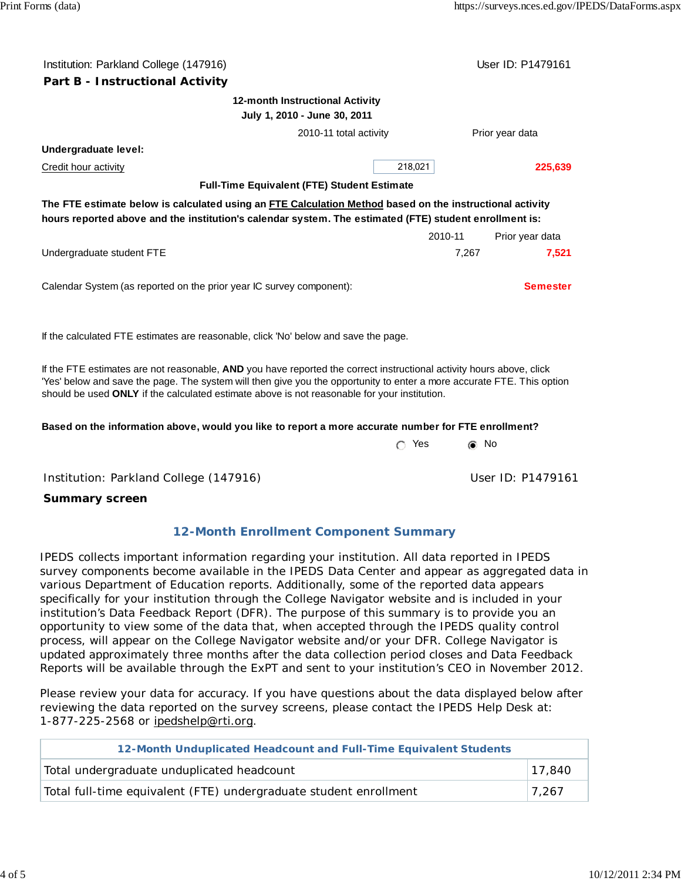Institution: Parkland College (147916) User ID: P1479161

## Part B - Instructional Activity

**12-month Instructional Activity**
**July 1, 2010 - June 30, 2011**

| | 2010-11 total activity | Prior year data |
|---|---|---|
| **Undergraduate level:** | | |
| Credit hour activity | 218,021 | 225,639 |

**Full-Time Equivalent (FTE) Student Estimate**

**The FTE estimate below is calculated using an FTE Calculation Method based on the instructional activity hours reported above and the institution's calendar system. The estimated (FTE) student enrollment is:**

| | 2010-11 | Prior year data |
|---|---|---|
| Undergraduate student FTE | 7,267 | 7,521 |

Calendar System (as reported on the prior year IC survey component): Semester

If the calculated FTE estimates are reasonable, click 'No' below and save the page.

If the FTE estimates are not reasonable, **AND** you have reported the correct instructional activity hours above, click 'Yes' below and save the page. The system will then give you the opportunity to enter a more accurate FTE. This option should be used **ONLY** if the calculated estimate above is not reasonable for your institution.

**Based on the information above, would you like to report a more accurate number for FTE enrollment?**

○ Yes ◉ No

Institution: Parkland College (147916) User ID: P1479161

## Summary screen

### 12-Month Enrollment Component Summary

IPEDS collects important information regarding your institution. All data reported in IPEDS survey components become available in the IPEDS Data Center and appear as aggregated data in various Department of Education reports. Additionally, some of the reported data appears specifically for your institution through the College Navigator website and is included in your institution's Data Feedback Report (DFR). The purpose of this summary is to provide you an opportunity to view some of the data that, when accepted through the IPEDS quality control process, will appear on the College Navigator website and/or your DFR. College Navigator is updated approximately three months after the data collection period closes and Data Feedback Reports will be available through the ExPT and sent to your institution's CEO in November 2012.

Please review your data for accuracy. If you have questions about the data displayed below after reviewing the data reported on the survey screens, please contact the IPEDS Help Desk at: 1-877-225-2568 or ipedshelp@rti.org.

| 12-Month Unduplicated Headcount and Full-Time Equivalent Students | |
|---|---|
| Total undergraduate unduplicated headcount | 17,840 |
| Total full-time equivalent (FTE) undergraduate student enrollment | 7,267 |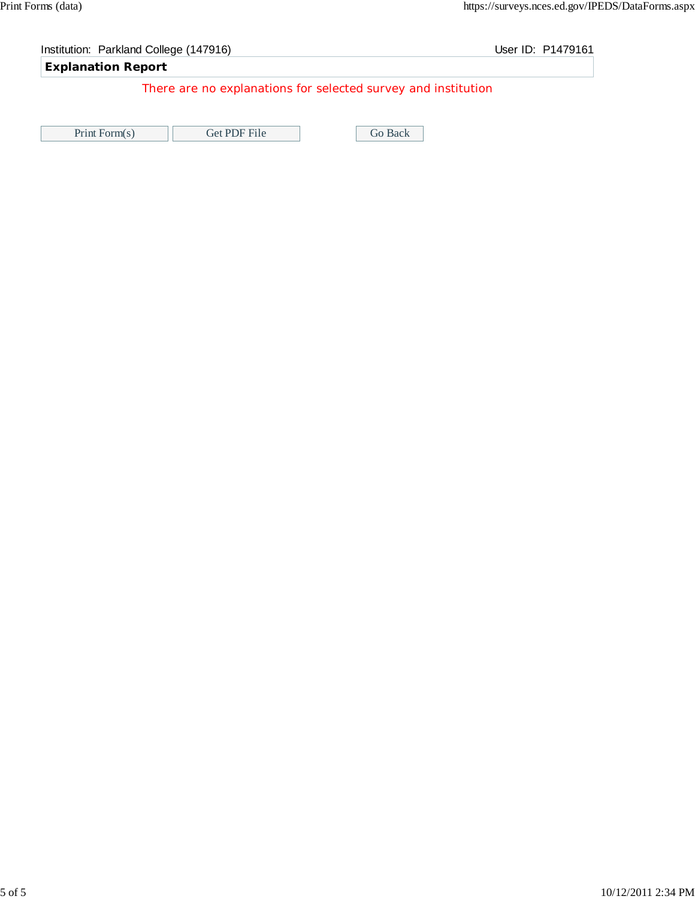Institution: Parkland College (147916)   User ID: P1479161

## Explanation Report

There are no explanations for selected survey and institution

Print Form(s)   Get PDF File   Go Back